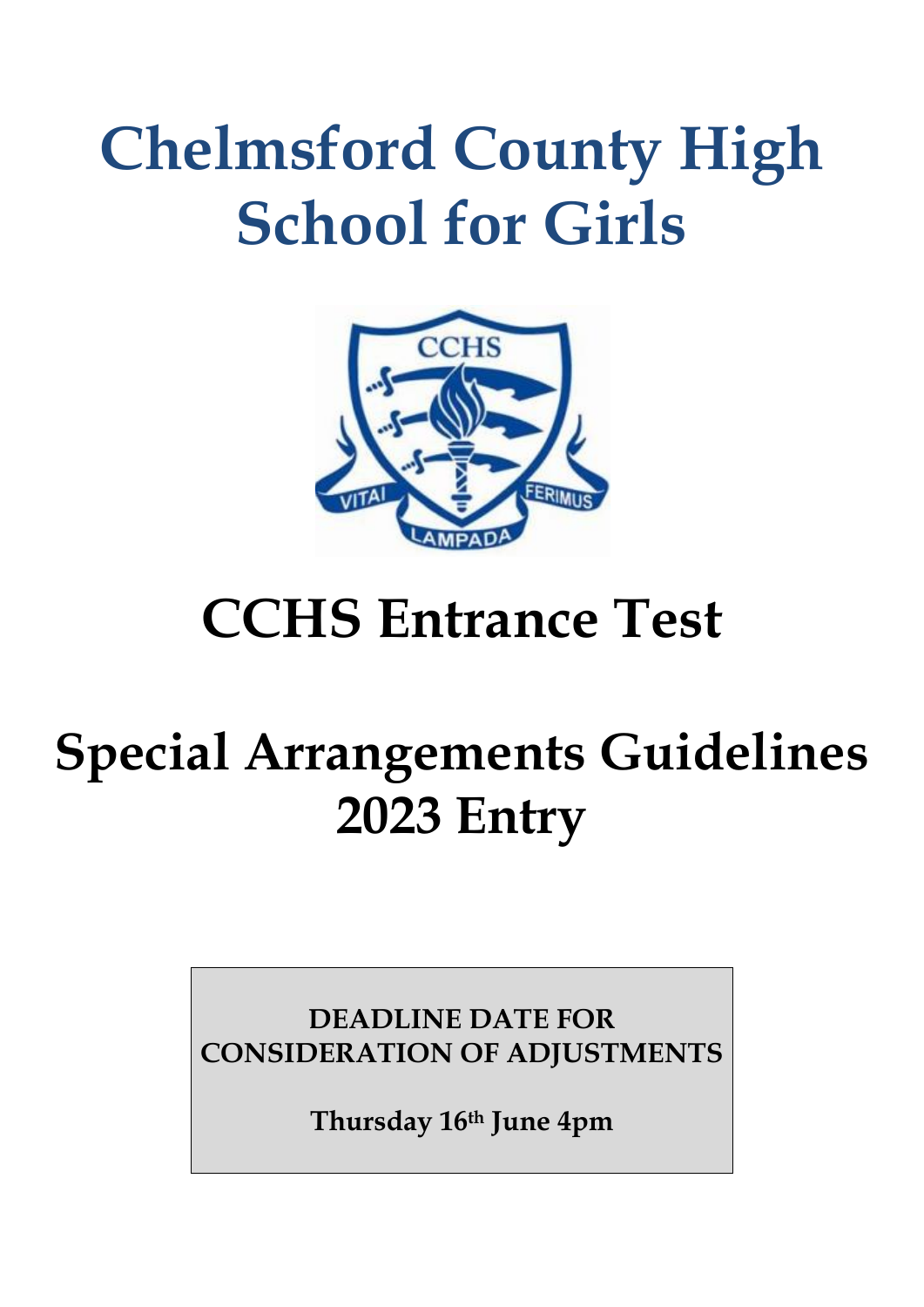# Chelmsford County High School for Girls

# CCHS Entrance Test

# Special Arrangements Guidelines 2023 Entry

**DEADLINE DATE FOR CONSIDERATION OF ADJUSTMENTS**

**Thursday 16th June 4pm**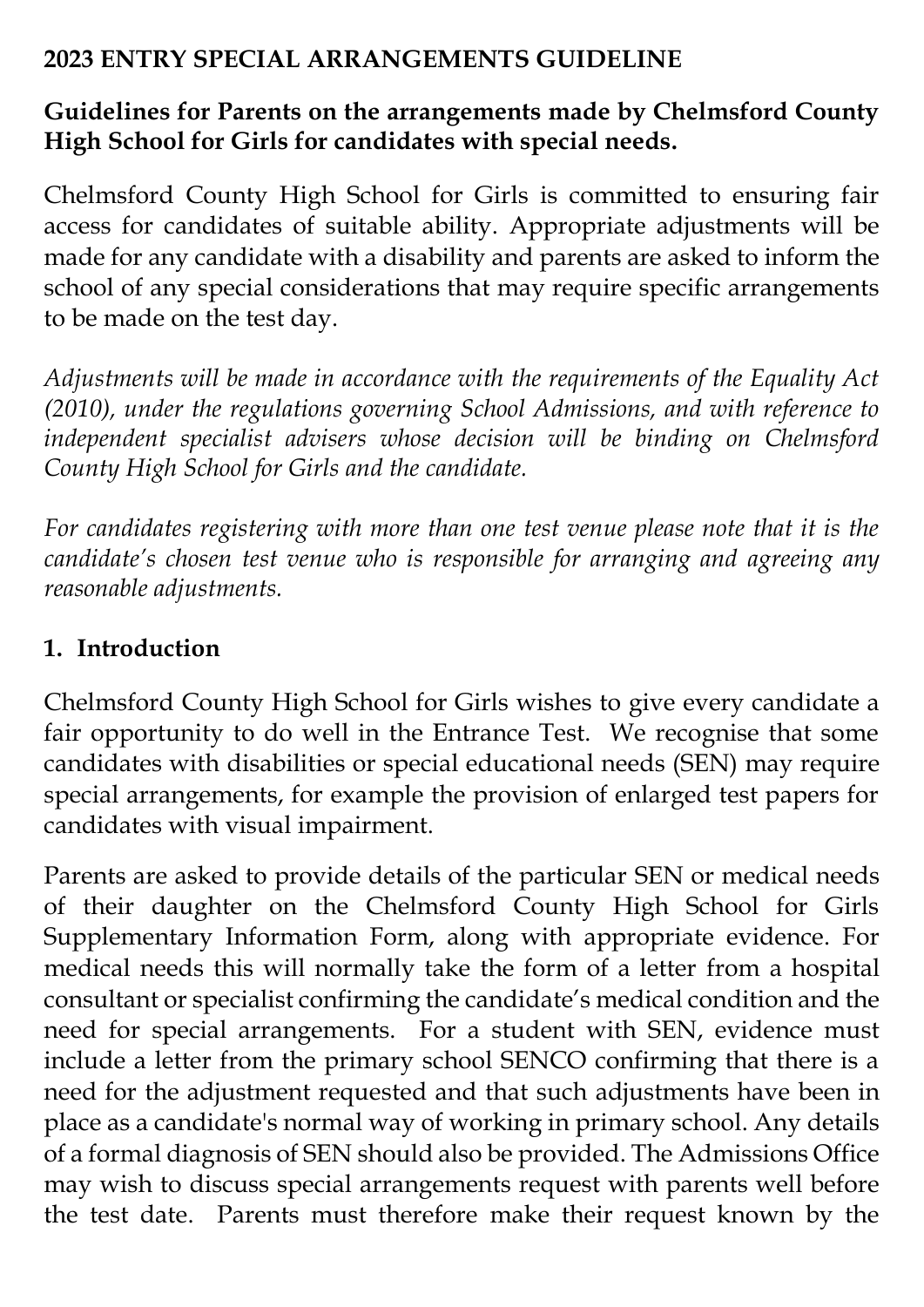**2023 ENTRY SPECIAL ARRANGEMENTS GUIDELINE**

**Guidelines for Parents on the arrangements made by Chelmsford County High School for Girls for candidates with special needs.**

Chelmsford County High School for Girls is committed to ensuring fair access for candidates of suitable ability. Appropriate adjustments will be made for any candidate with a disability and parents are asked to inform the school of any special considerations that may require specific arrangements to be made on the test day.

*Adjustments will be made in accordance with the requirements of the Equality Act (2010), under the regulations governing School Admissions, and with reference to independent specialist advisers whose decision will be binding on Chelmsford County High School for Girls and the candidate.*

*For candidates registering with more than one test venue please note that it is the candidate's chosen test venue who is responsible for arranging and agreeing any reasonable adjustments.*

## 1. Introduction

Chelmsford County High School for Girls wishes to give every candidate a fair opportunity to do well in the Entrance Test. We recognise that some candidates with disabilities or special educational needs (SEN) may require special arrangements, for example the provision of enlarged test papers for candidates with visual impairment.

Parents are asked to provide details of the particular SEN or medical needs of their daughter on the Chelmsford County High School for Girls Supplementary Information Form, along with appropriate evidence. For medical needs this will normally take the form of a letter from a hospital consultant or specialist confirming the candidate's medical condition and the need for special arrangements. For a student with SEN, evidence must include a letter from the primary school SENCO confirming that there is a need for the adjustment requested and that such adjustments have been in place as a candidate's normal way of working in primary school. Any details of a formal diagnosis of SEN should also be provided. The Admissions Office may wish to discuss special arrangements request with parents well before the test date. Parents must therefore make their request known by the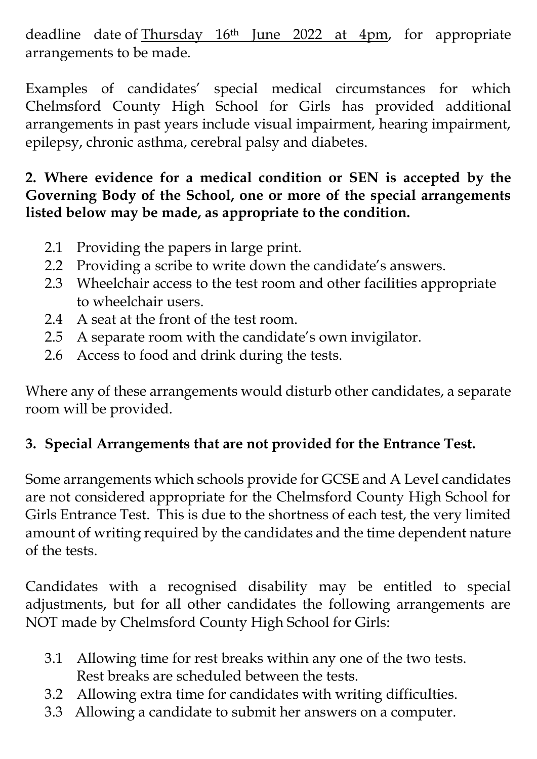deadline date of <u>Thursday 16th June 2022 at 4pm</u>, for appropriate arrangements to be made.

Examples of candidates' special medical circumstances for which Chelmsford County High School for Girls has provided additional arrangements in past years include visual impairment, hearing impairment, epilepsy, chronic asthma, cerebral palsy and diabetes.

**2. Where evidence for a medical condition or SEN is accepted by the Governing Body of the School, one or more of the special arrangements listed below may be made, as appropriate to the condition.**

- 2.1 Providing the papers in large print.
- 2.2 Providing a scribe to write down the candidate's answers.
- 2.3 Wheelchair access to the test room and other facilities appropriate to wheelchair users.
- 2.4 A seat at the front of the test room.
- 2.5 A separate room with the candidate's own invigilator.
- 2.6 Access to food and drink during the tests.

Where any of these arrangements would disturb other candidates, a separate room will be provided.

**3. Special Arrangements that are not provided for the Entrance Test.**

Some arrangements which schools provide for GCSE and A Level candidates are not considered appropriate for the Chelmsford County High School for Girls Entrance Test. This is due to the shortness of each test, the very limited amount of writing required by the candidates and the time dependent nature of the tests.

Candidates with a recognised disability may be entitled to special adjustments, but for all other candidates the following arrangements are NOT made by Chelmsford County High School for Girls:

- 3.1 Allowing time for rest breaks within any one of the two tests. Rest breaks are scheduled between the tests.
- 3.2 Allowing extra time for candidates with writing difficulties.
- 3.3 Allowing a candidate to submit her answers on a computer.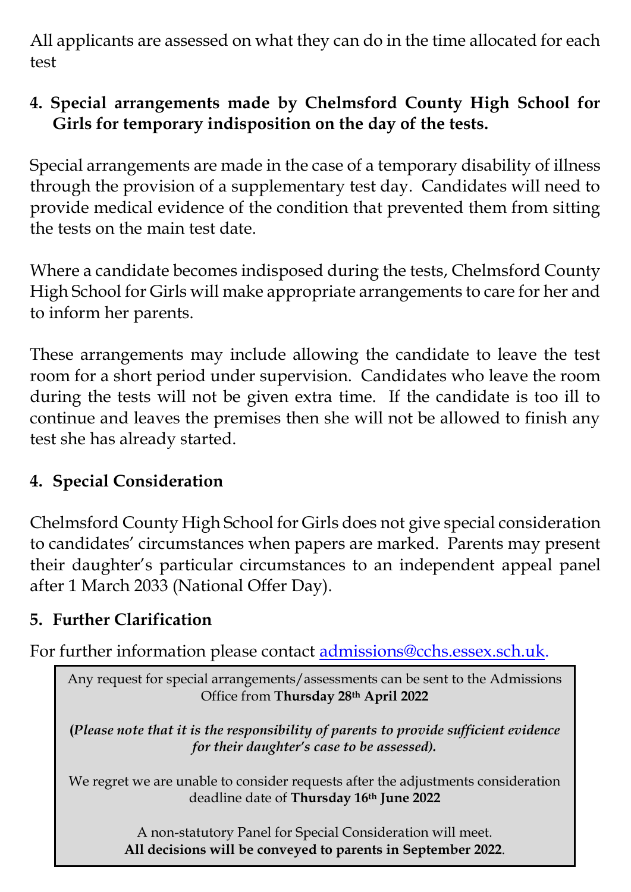All applicants are assessed on what they can do in the time allocated for each test

## 4. Special arrangements made by Chelmsford County High School for Girls for temporary indisposition on the day of the tests.

Special arrangements are made in the case of a temporary disability of illness through the provision of a supplementary test day. Candidates will need to provide medical evidence of the condition that prevented them from sitting the tests on the main test date.

Where a candidate becomes indisposed during the tests, Chelmsford County High School for Girls will make appropriate arrangements to care for her and to inform her parents.

These arrangements may include allowing the candidate to leave the test room for a short period under supervision. Candidates who leave the room during the tests will not be given extra time. If the candidate is too ill to continue and leaves the premises then she will not be allowed to finish any test she has already started.

## 4. Special Consideration

Chelmsford County High School for Girls does not give special consideration to candidates' circumstances when papers are marked. Parents may present their daughter's particular circumstances to an independent appeal panel after 1 March 2033 (National Offer Day).

## 5. Further Clarification

For further information please contact admissions@cchs.essex.sch.uk.

Any request for special arrangements/assessments can be sent to the Admissions Office from **Thursday 28th April 2022**

**(*Please note that it is the responsibility of parents to provide sufficient evidence for their daughter's case to be assessed).***

We regret we are unable to consider requests after the adjustments consideration deadline date of **Thursday 16th June 2022**

A non-statutory Panel for Special Consideration will meet.
**All decisions will be conveyed to parents in September 2022**.